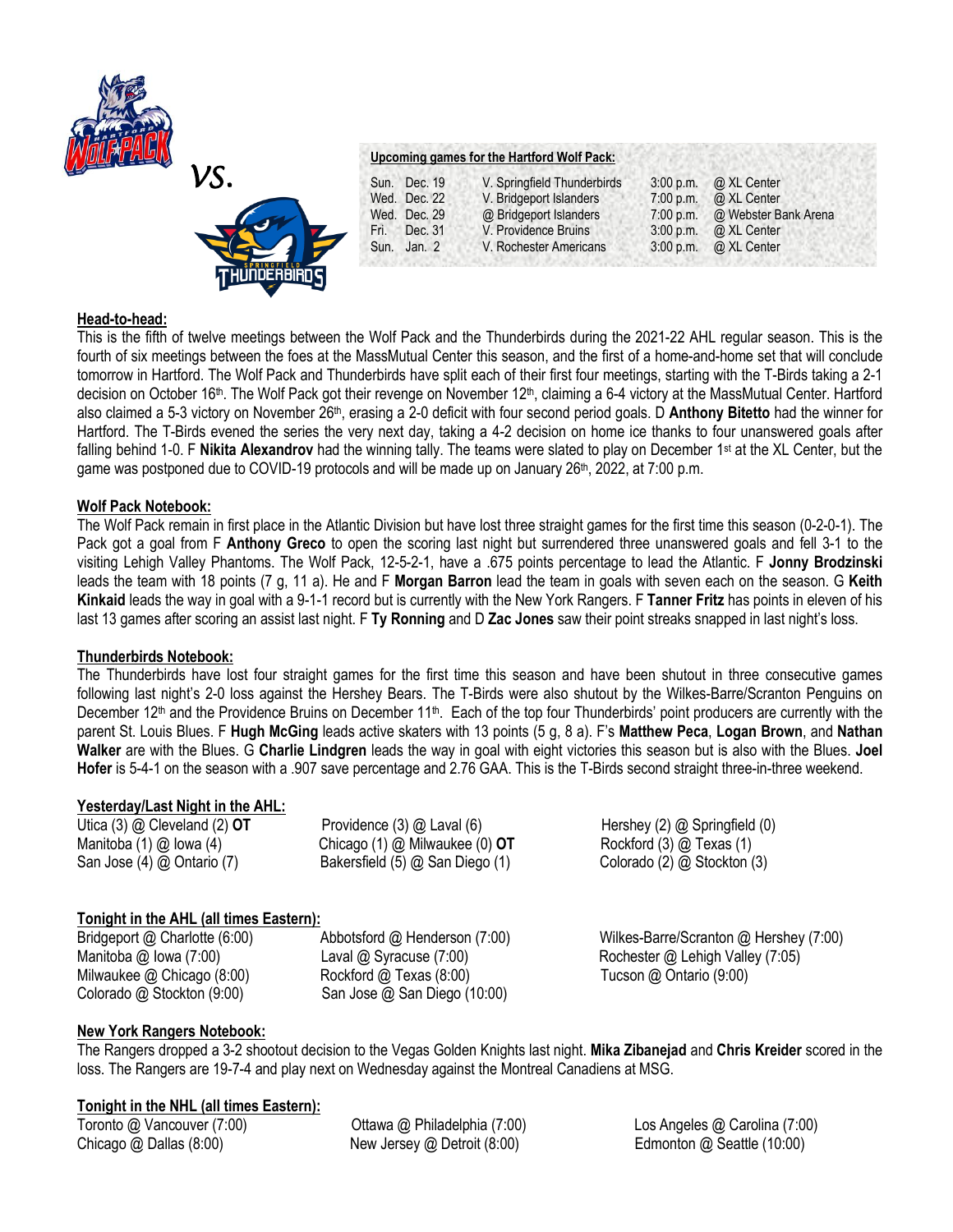vs.

**Upcoming games for the Hartford Wolf Pack:**

| | | | | |
|---|---|---|---|---|
| Sun. | Dec. 19 | V. Springfield Thunderbirds | 3:00 p.m. | @ XL Center |
| Wed. | Dec. 22 | V. Bridgeport Islanders | 7:00 p.m. | @ XL Center |
| Wed. | Dec. 29 | @ Bridgeport Islanders | 7:00 p.m. | @ Webster Bank Arena |
| Fri. | Dec. 31 | V. Providence Bruins | 3:00 p.m. | @ XL Center |
| Sun. | Jan. 2 | V. Rochester Americans | 3:00 p.m. | @ XL Center |

## Head-to-head:

This is the fifth of twelve meetings between the Wolf Pack and the Thunderbirds during the 2021-22 AHL regular season. This is the fourth of six meetings between the foes at the MassMutual Center this season, and the first of a home-and-home set that will conclude tomorrow in Hartford. The Wolf Pack and Thunderbirds have split each of their first four meetings, starting with the T-Birds taking a 2-1 decision on October 16th. The Wolf Pack got their revenge on November 12th, claiming a 6-4 victory at the MassMutual Center. Hartford also claimed a 5-3 victory on November 26th, erasing a 2-0 deficit with four second period goals. D **Anthony Bitetto** had the winner for Hartford. The T-Birds evened the series the very next day, taking a 4-2 decision on home ice thanks to four unanswered goals after falling behind 1-0. F **Nikita Alexandrov** had the winning tally. The teams were slated to play on December 1st at the XL Center, but the game was postponed due to COVID-19 protocols and will be made up on January 26th, 2022, at 7:00 p.m.

## Wolf Pack Notebook:

The Wolf Pack remain in first place in the Atlantic Division but have lost three straight games for the first time this season (0-2-0-1). The Pack got a goal from F **Anthony Greco** to open the scoring last night but surrendered three unanswered goals and fell 3-1 to the visiting Lehigh Valley Phantoms. The Wolf Pack, 12-5-2-1, have a .675 points percentage to lead the Atlantic. F **Jonny Brodzinski** leads the team with 18 points (7 g, 11 a). He and F **Morgan Barron** lead the team in goals with seven each on the season. G **Keith Kinkaid** leads the way in goal with a 9-1-1 record but is currently with the New York Rangers. F **Tanner Fritz** has points in eleven of his last 13 games after scoring an assist last night. F **Ty Ronning** and D **Zac Jones** saw their point streaks snapped in last night's loss.

## Thunderbirds Notebook:

The Thunderbirds have lost four straight games for the first time this season and have been shutout in three consecutive games following last night's 2-0 loss against the Hershey Bears. The T-Birds were also shutout by the Wilkes-Barre/Scranton Penguins on December 12th and the Providence Bruins on December 11th. Each of the top four Thunderbirds' point producers are currently with the parent St. Louis Blues. F **Hugh McGing** leads active skaters with 13 points (5 g, 8 a). F's **Matthew Peca**, **Logan Brown**, and **Nathan Walker** are with the Blues. G **Charlie Lindgren** leads the way in goal with eight victories this season but is also with the Blues. **Joel Hofer** is 5-4-1 on the season with a .907 save percentage and 2.76 GAA. This is the T-Birds second straight three-in-three weekend.

## Yesterday/Last Night in the AHL:

Utica (3) @ Cleveland (2) **OT**
Manitoba (1) @ Iowa (4)
San Jose (4) @ Ontario (7)
Providence (3) @ Laval (6)
Chicago (1) @ Milwaukee (0) **OT**
Bakersfield (5) @ San Diego (1)
Hershey (2) @ Springfield (0)
Rockford (3) @ Texas (1)
Colorado (2) @ Stockton (3)

## Tonight in the AHL (all times Eastern):

Bridgeport @ Charlotte (6:00)
Manitoba @ Iowa (7:00)
Milwaukee @ Chicago (8:00)
Colorado @ Stockton (9:00)
Abbotsford @ Henderson (7:00)
Laval @ Syracuse (7:00)
Rockford @ Texas (8:00)
San Jose @ San Diego (10:00)
Wilkes-Barre/Scranton @ Hershey (7:00)
Rochester @ Lehigh Valley (7:05)
Tucson @ Ontario (9:00)

## New York Rangers Notebook:

The Rangers dropped a 3-2 shootout decision to the Vegas Golden Knights last night. **Mika Zibanejad** and **Chris Kreider** scored in the loss. The Rangers are 19-7-4 and play next on Wednesday against the Montreal Canadiens at MSG.

## Tonight in the NHL (all times Eastern):

Toronto @ Vancouver (7:00)
Chicago @ Dallas (8:00)
Ottawa @ Philadelphia (7:00)
New Jersey @ Detroit (8:00)
Los Angeles @ Carolina (7:00)
Edmonton @ Seattle (10:00)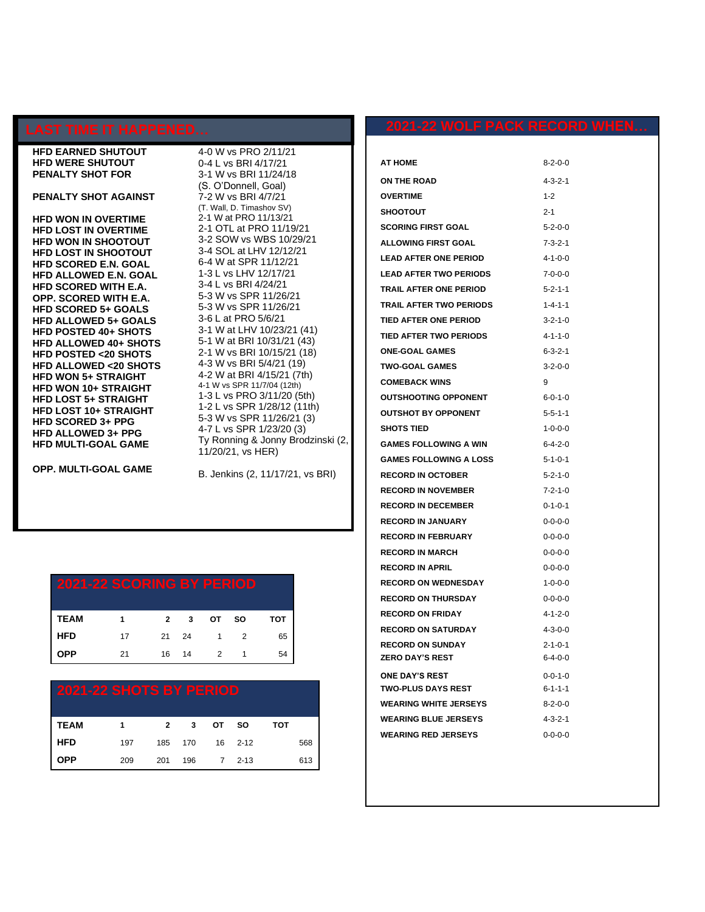## LAST TIME IT HAPPENED…

| | |
|---|---|
| **HFD EARNED SHUTOUT** | 4-0 W vs PRO 2/11/21 |
| **HFD WERE SHUTOUT** | 0-4 L vs BRI 4/17/21 |
| **PENALTY SHOT FOR** | 3-1 W vs BRI 11/24/18 (S. O'Donnell, Goal) |
| **PENALTY SHOT AGAINST** | 7-2 W vs BRI 4/7/21 (T. Wall, D. Timashov SV) |
| **HFD WON IN OVERTIME** | 2-1 W at PRO 11/13/21 |
| **HFD LOST IN OVERTIME** | 2-1 OTL at PRO 11/19/21 |
| **HFD WON IN SHOOTOUT** | 3-2 SOW vs WBS 10/29/21 |
| **HFD LOST IN SHOOTOUT** | 3-4 SOL at LHV 12/12/21 |
| **HFD SCORED E.N. GOAL** | 6-4 W at SPR 11/12/21 |
| **HFD ALLOWED E.N. GOAL** | 1-3 L vs LHV 12/17/21 |
| **HFD SCORED WITH E.A.** | 3-4 L vs BRI 4/24/21 |
| **OPP. SCORED WITH E.A.** | 5-3 W vs SPR 11/26/21 |
| **HFD SCORED 5+ GOALS** | 5-3 W vs SPR 11/26/21 |
| **HFD ALLOWED 5+ GOALS** | 3-6 L at PRO 5/6/21 |
| **HFD POSTED 40+ SHOTS** | 3-1 W at LHV 10/23/21 (41) |
| **HFD ALLOWED 40+ SHOTS** | 5-1 W at BRI 10/31/21 (43) |
| **HFD POSTED <20 SHOTS** | 2-1 W vs BRI 10/15/21 (18) |
| **HFD ALLOWED <20 SHOTS** | 4-3 W vs BRI 5/4/21 (19) |
| **HFD WON 5+ STRAIGHT** | 4-2 W at BRI 4/15/21 (7th) |
| **HFD WON 10+ STRAIGHT** | 4-1 W vs SPR 11/7/04 (12th) |
| **HFD LOST 5+ STRAIGHT** | 1-3 L vs PRO 3/11/20 (5th) |
| **HFD LOST 10+ STRAIGHT** | 1-2 L vs SPR 1/28/12 (11th) |
| **HFD SCORED 3+ PPG** | 5-3 W vs SPR 11/26/21 (3) |
| **HFD ALLOWED 3+ PPG** | 4-7 L vs SPR 1/23/20 (3) |
| **HFD MULTI-GOAL GAME** | Ty Ronning & Jonny Brodzinski (2, 11/20/21, vs HER) |
| **OPP. MULTI-GOAL GAME** | B. Jenkins (2, 11/17/21, vs BRI) |

## 2021-22 SCORING BY PERIOD

| TEAM | 1 | 2 | 3 | OT | SO | TOT |
|---|---|---|---|---|---|---|
| HFD | 17 | 21 | 24 | 1 | 2 | 65 |
| OPP | 21 | 16 | 14 | 2 | 1 | 54 |

## 2021-22 SHOTS BY PERIOD

| TEAM | 1 | 2 | 3 | OT | SO | TOT |
|---|---|---|---|---|---|---|
| HFD | 197 | 185 | 170 | 16 | 2-12 | 568 |
| OPP | 209 | 201 | 196 | 7 | 2-13 | 613 |

## 2021-22 WOLF PACK RECORD WHEN…

| | |
|---|---|
| **AT HOME** | 8-2-0-0 |
| **ON THE ROAD** | 4-3-2-1 |
| **OVERTIME** | 1-2 |
| **SHOOTOUT** | 2-1 |
| **SCORING FIRST GOAL** | 5-2-0-0 |
| **ALLOWING FIRST GOAL** | 7-3-2-1 |
| **LEAD AFTER ONE PERIOD** | 4-1-0-0 |
| **LEAD AFTER TWO PERIODS** | 7-0-0-0 |
| **TRAIL AFTER ONE PERIOD** | 5-2-1-1 |
| **TRAIL AFTER TWO PERIODS** | 1-4-1-1 |
| **TIED AFTER ONE PERIOD** | 3-2-1-0 |
| **TIED AFTER TWO PERIODS** | 4-1-1-0 |
| **ONE-GOAL GAMES** | 6-3-2-1 |
| **TWO-GOAL GAMES** | 3-2-0-0 |
| **COMEBACK WINS** | 9 |
| **OUTSHOOTING OPPONENT** | 6-0-1-0 |
| **OUTSHOT BY OPPONENT** | 5-5-1-1 |
| **SHOTS TIED** | 1-0-0-0 |
| **GAMES FOLLOWING A WIN** | 6-4-2-0 |
| **GAMES FOLLOWING A LOSS** | 5-1-0-1 |
| **RECORD IN OCTOBER** | 5-2-1-0 |
| **RECORD IN NOVEMBER** | 7-2-1-0 |
| **RECORD IN DECEMBER** | 0-1-0-1 |
| **RECORD IN JANUARY** | 0-0-0-0 |
| **RECORD IN FEBRUARY** | 0-0-0-0 |
| **RECORD IN MARCH** | 0-0-0-0 |
| **RECORD IN APRIL** | 0-0-0-0 |
| **RECORD ON WEDNESDAY** | 1-0-0-0 |
| **RECORD ON THURSDAY** | 0-0-0-0 |
| **RECORD ON FRIDAY** | 4-1-2-0 |
| **RECORD ON SATURDAY** | 4-3-0-0 |
| **RECORD ON SUNDAY** | 2-1-0-1 |
| **ZERO DAY'S REST** | 6-4-0-0 |
| **ONE DAY'S REST** | 0-0-1-0 |
| **TWO-PLUS DAYS REST** | 6-1-1-1 |
| **WEARING WHITE JERSEYS** | 8-2-0-0 |
| **WEARING BLUE JERSEYS** | 4-3-2-1 |
| **WEARING RED JERSEYS** | 0-0-0-0 |